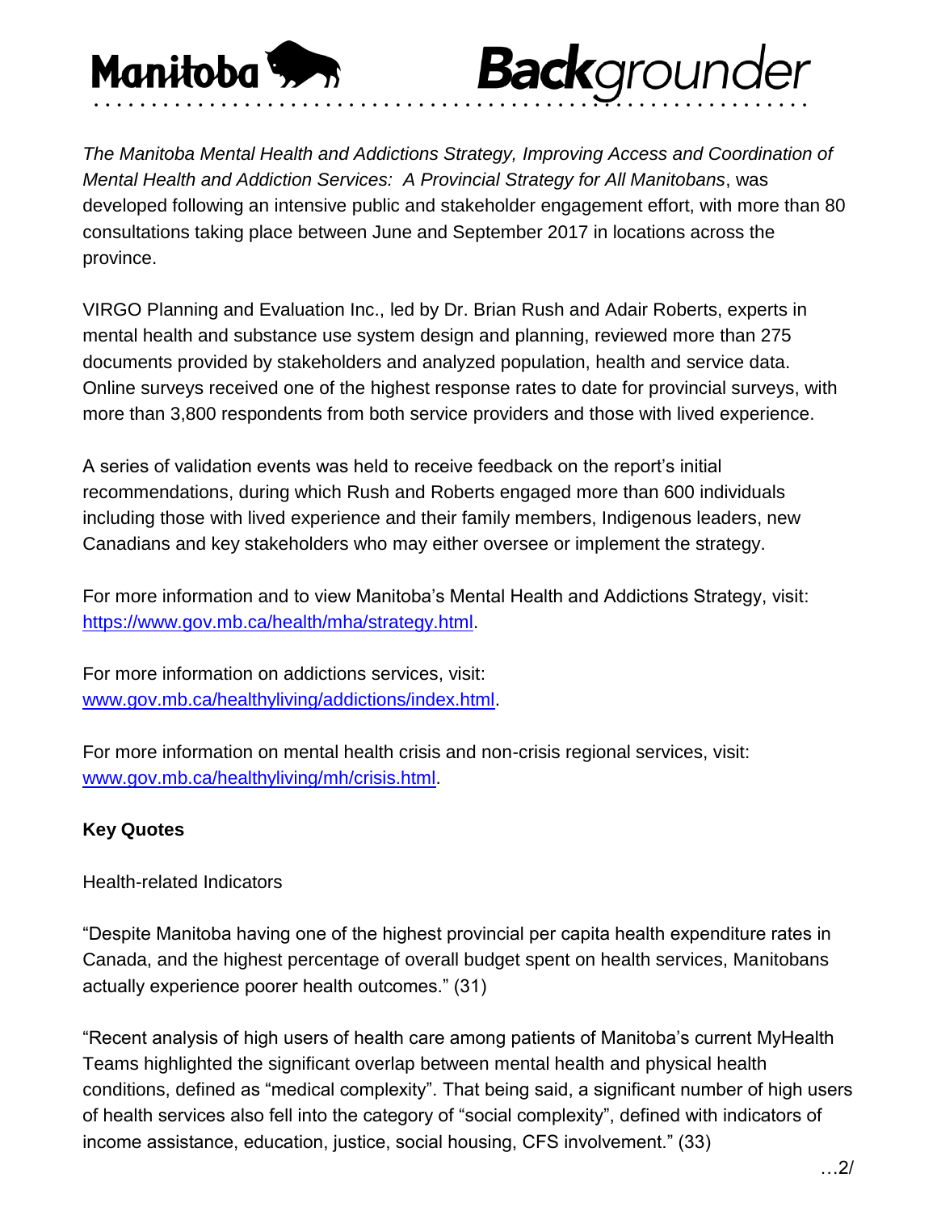# Manitoba Backgrounder

*The Manitoba Mental Health and Addictions Strategy, Improving Access and Coordination of Mental Health and Addiction Services: A Provincial Strategy for All Manitobans*, was developed following an intensive public and stakeholder engagement effort, with more than 80 consultations taking place between June and September 2017 in locations across the province.

VIRGO Planning and Evaluation Inc., led by Dr. Brian Rush and Adair Roberts, experts in mental health and substance use system design and planning, reviewed more than 275 documents provided by stakeholders and analyzed population, health and service data. Online surveys received one of the highest response rates to date for provincial surveys, with more than 3,800 respondents from both service providers and those with lived experience.

A series of validation events was held to receive feedback on the report's initial recommendations, during which Rush and Roberts engaged more than 600 individuals including those with lived experience and their family members, Indigenous leaders, new Canadians and key stakeholders who may either oversee or implement the strategy.

For more information and to view Manitoba's Mental Health and Addictions Strategy, visit: https://www.gov.mb.ca/health/mha/strategy.html.

For more information on addictions services, visit: www.gov.mb.ca/healthyliving/addictions/index.html.

For more information on mental health crisis and non-crisis regional services, visit: www.gov.mb.ca/healthyliving/mh/crisis.html.

**Key Quotes**

Health-related Indicators

"Despite Manitoba having one of the highest provincial per capita health expenditure rates in Canada, and the highest percentage of overall budget spent on health services, Manitobans actually experience poorer health outcomes." (31)

"Recent analysis of high users of health care among patients of Manitoba's current MyHealth Teams highlighted the significant overlap between mental health and physical health conditions, defined as "medical complexity". That being said, a significant number of high users of health services also fell into the category of "social complexity", defined with indicators of income assistance, education, justice, social housing, CFS involvement." (33)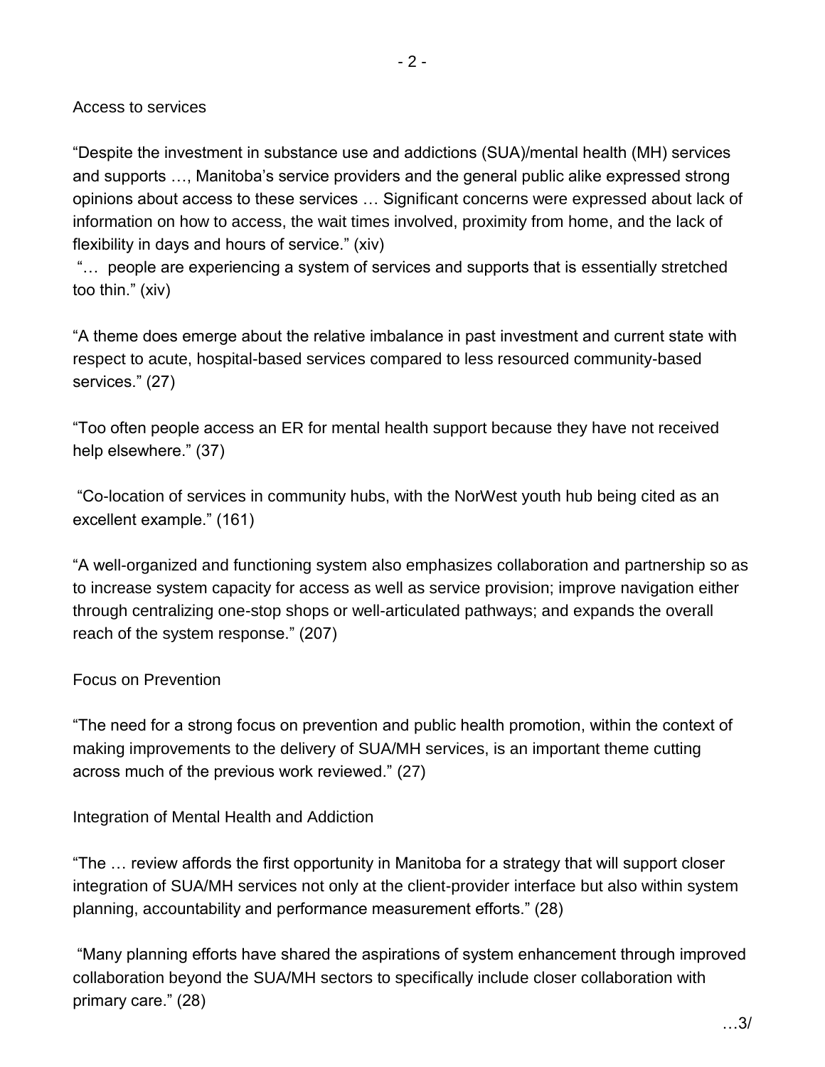Access to services

"Despite the investment in substance use and addictions (SUA)/mental health (MH) services and supports …, Manitoba's service providers and the general public alike expressed strong opinions about access to these services … Significant concerns were expressed about lack of information on how to access, the wait times involved, proximity from home, and the lack of flexibility in days and hours of service." (xiv)

"… people are experiencing a system of services and supports that is essentially stretched too thin." (xiv)

"A theme does emerge about the relative imbalance in past investment and current state with respect to acute, hospital-based services compared to less resourced community-based services." (27)

"Too often people access an ER for mental health support because they have not received help elsewhere." (37)

"Co-location of services in community hubs, with the NorWest youth hub being cited as an excellent example." (161)

"A well-organized and functioning system also emphasizes collaboration and partnership so as to increase system capacity for access as well as service provision; improve navigation either through centralizing one-stop shops or well-articulated pathways; and expands the overall reach of the system response." (207)

Focus on Prevention

"The need for a strong focus on prevention and public health promotion, within the context of making improvements to the delivery of SUA/MH services, is an important theme cutting across much of the previous work reviewed." (27)

Integration of Mental Health and Addiction

"The … review affords the first opportunity in Manitoba for a strategy that will support closer integration of SUA/MH services not only at the client-provider interface but also within system planning, accountability and performance measurement efforts." (28)

"Many planning efforts have shared the aspirations of system enhancement through improved collaboration beyond the SUA/MH sectors to specifically include closer collaboration with primary care." (28)

…3/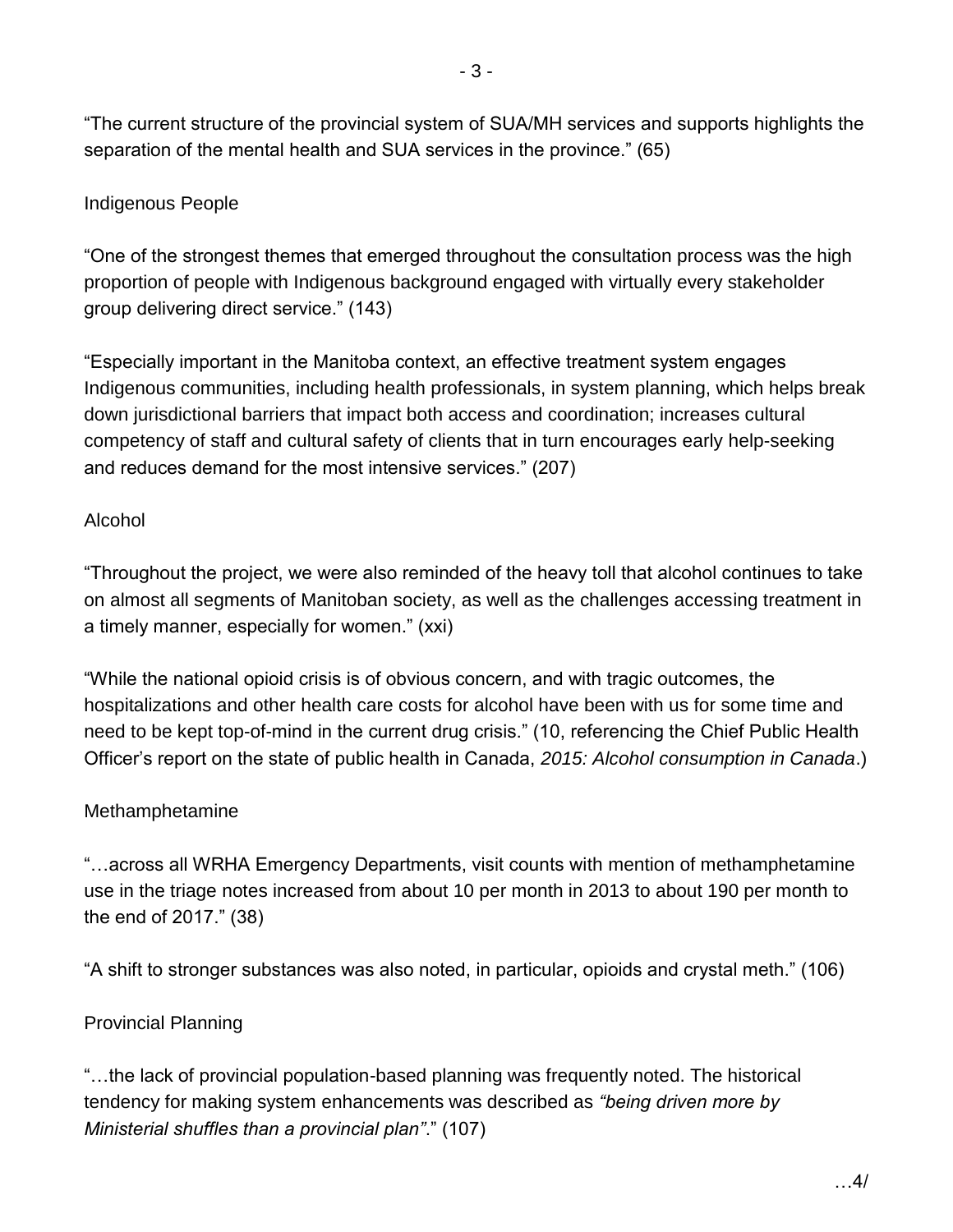"The current structure of the provincial system of SUA/MH services and supports highlights the separation of the mental health and SUA services in the province." (65)

Indigenous People

"One of the strongest themes that emerged throughout the consultation process was the high proportion of people with Indigenous background engaged with virtually every stakeholder group delivering direct service." (143)

"Especially important in the Manitoba context, an effective treatment system engages Indigenous communities, including health professionals, in system planning, which helps break down jurisdictional barriers that impact both access and coordination; increases cultural competency of staff and cultural safety of clients that in turn encourages early help-seeking and reduces demand for the most intensive services." (207)

Alcohol

"Throughout the project, we were also reminded of the heavy toll that alcohol continues to take on almost all segments of Manitoban society, as well as the challenges accessing treatment in a timely manner, especially for women." (xxi)

"While the national opioid crisis is of obvious concern, and with tragic outcomes, the hospitalizations and other health care costs for alcohol have been with us for some time and need to be kept top-of-mind in the current drug crisis." (10, referencing the Chief Public Health Officer's report on the state of public health in Canada, *2015: Alcohol consumption in Canada*.)

Methamphetamine

"…across all WRHA Emergency Departments, visit counts with mention of methamphetamine use in the triage notes increased from about 10 per month in 2013 to about 190 per month to the end of 2017." (38)

"A shift to stronger substances was also noted, in particular, opioids and crystal meth." (106)

Provincial Planning

"…the lack of provincial population-based planning was frequently noted. The historical tendency for making system enhancements was described as *"being driven more by Ministerial shuffles than a provincial plan"*." (107)

…4/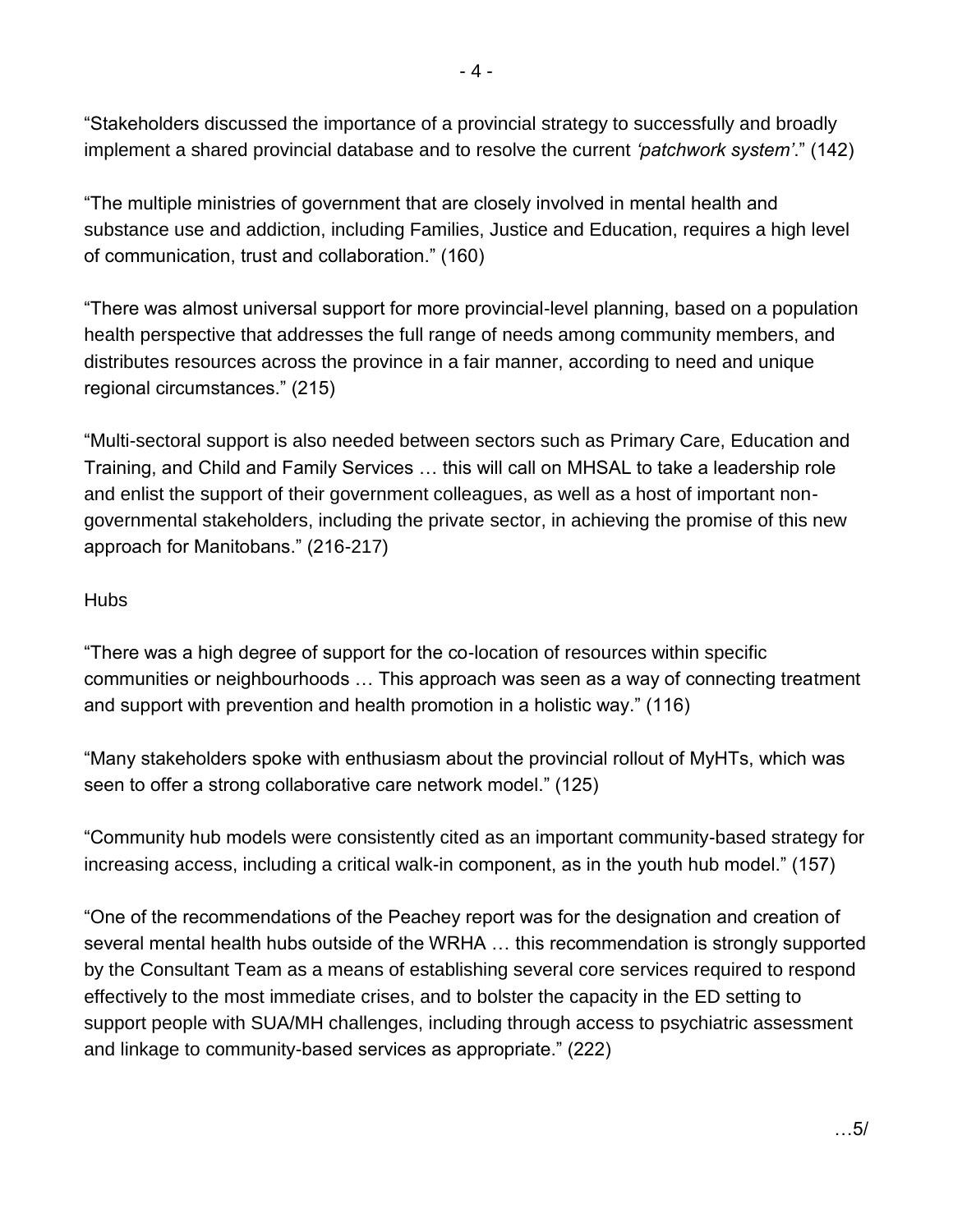"Stakeholders discussed the importance of a provincial strategy to successfully and broadly implement a shared provincial database and to resolve the current *'patchwork system'*." (142)

"The multiple ministries of government that are closely involved in mental health and substance use and addiction, including Families, Justice and Education, requires a high level of communication, trust and collaboration." (160)

"There was almost universal support for more provincial-level planning, based on a population health perspective that addresses the full range of needs among community members, and distributes resources across the province in a fair manner, according to need and unique regional circumstances." (215)

"Multi-sectoral support is also needed between sectors such as Primary Care, Education and Training, and Child and Family Services … this will call on MHSAL to take a leadership role and enlist the support of their government colleagues, as well as a host of important non-governmental stakeholders, including the private sector, in achieving the promise of this new approach for Manitobans." (216-217)

Hubs

"There was a high degree of support for the co-location of resources within specific communities or neighbourhoods … This approach was seen as a way of connecting treatment and support with prevention and health promotion in a holistic way." (116)

"Many stakeholders spoke with enthusiasm about the provincial rollout of MyHTs, which was seen to offer a strong collaborative care network model." (125)

"Community hub models were consistently cited as an important community-based strategy for increasing access, including a critical walk-in component, as in the youth hub model." (157)

"One of the recommendations of the Peachey report was for the designation and creation of several mental health hubs outside of the WRHA … this recommendation is strongly supported by the Consultant Team as a means of establishing several core services required to respond effectively to the most immediate crises, and to bolster the capacity in the ED setting to support people with SUA/MH challenges, including through access to psychiatric assessment and linkage to community-based services as appropriate." (222)

…5/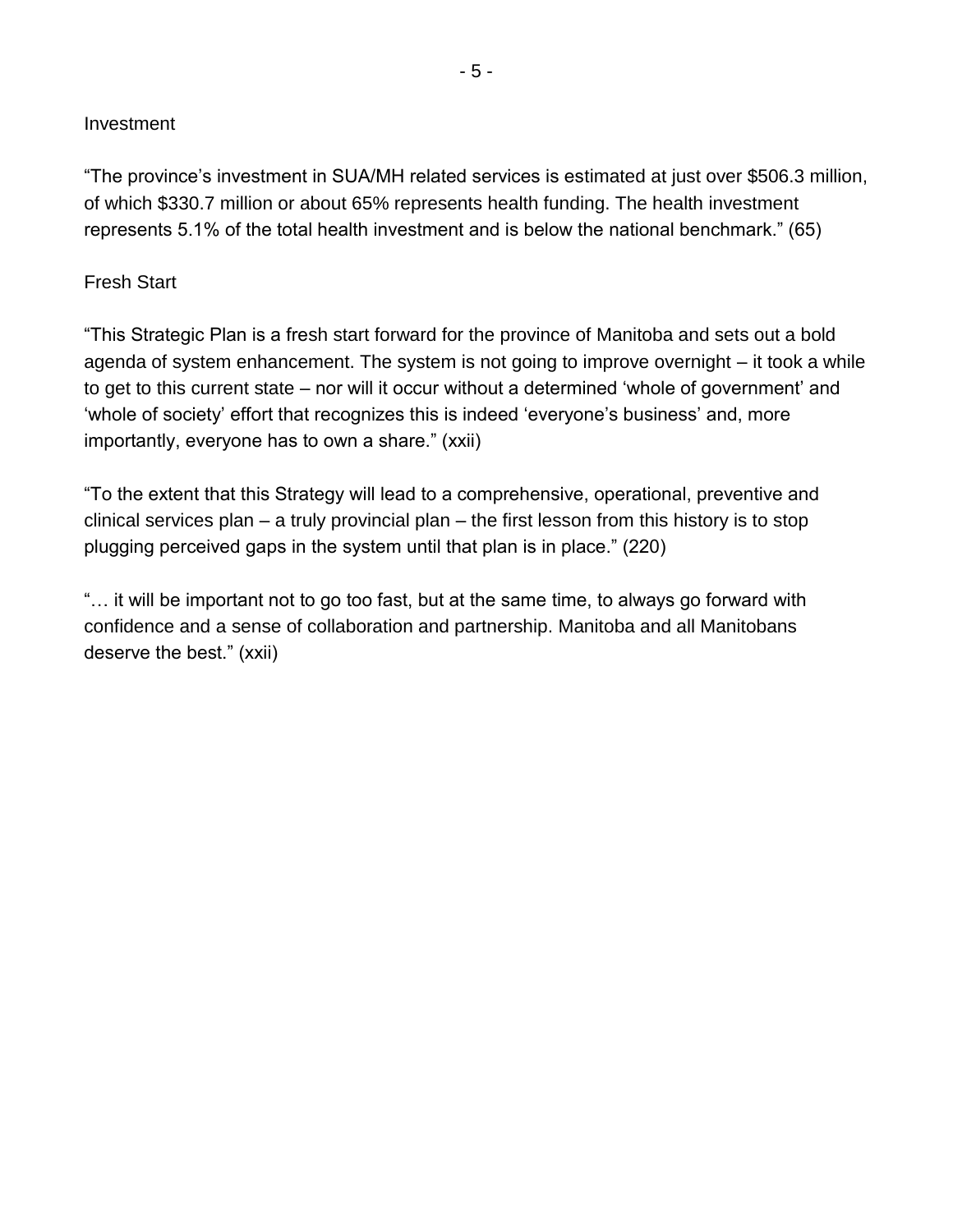Investment

"The province's investment in SUA/MH related services is estimated at just over $506.3 million, of which $330.7 million or about 65% represents health funding. The health investment represents 5.1% of the total health investment and is below the national benchmark." (65)

Fresh Start

"This Strategic Plan is a fresh start forward for the province of Manitoba and sets out a bold agenda of system enhancement. The system is not going to improve overnight – it took a while to get to this current state – nor will it occur without a determined 'whole of government' and 'whole of society' effort that recognizes this is indeed 'everyone's business' and, more importantly, everyone has to own a share." (xxii)

"To the extent that this Strategy will lead to a comprehensive, operational, preventive and clinical services plan – a truly provincial plan – the first lesson from this history is to stop plugging perceived gaps in the system until that plan is in place." (220)

"… it will be important not to go too fast, but at the same time, to always go forward with confidence and a sense of collaboration and partnership. Manitoba and all Manitobans deserve the best." (xxii)